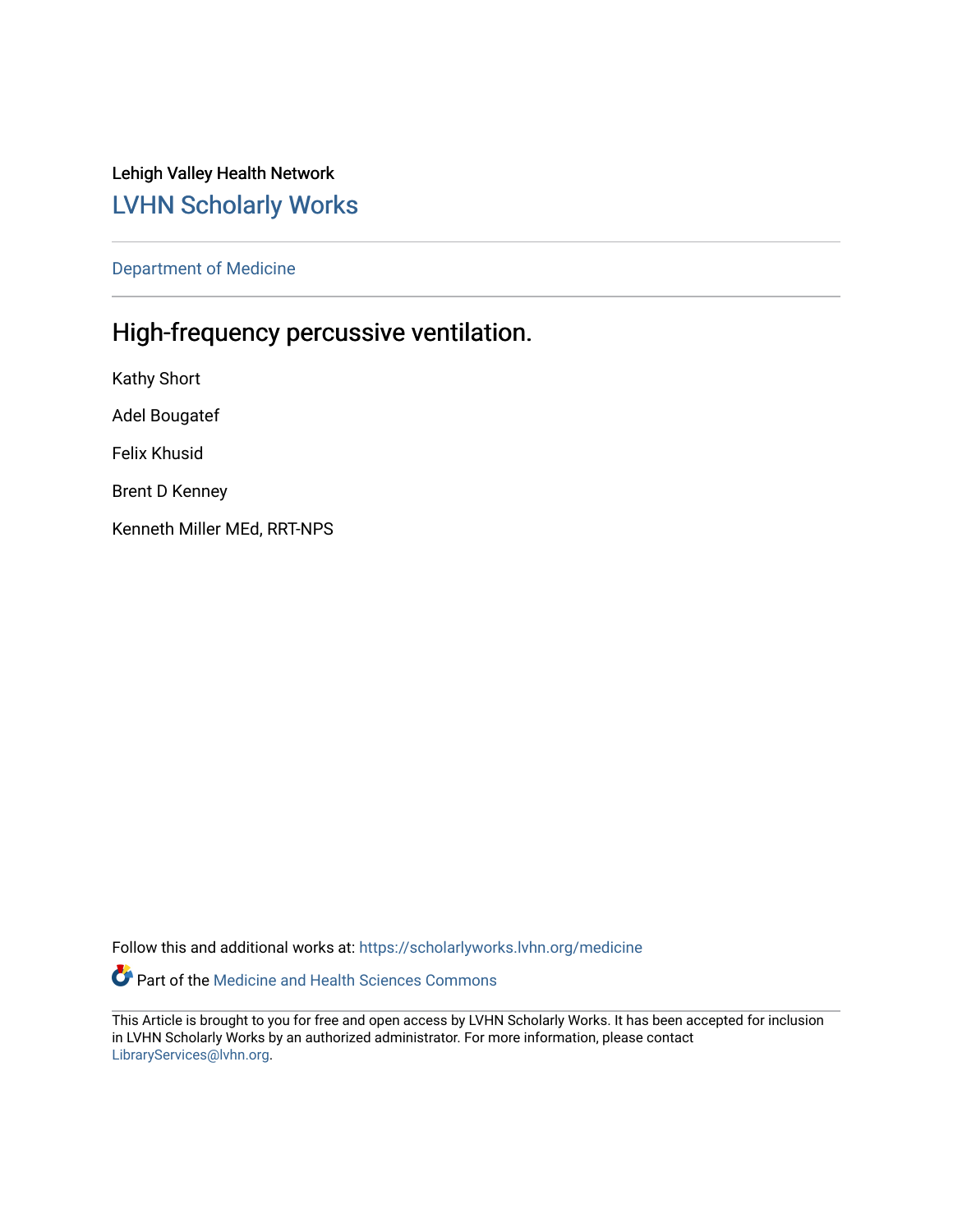Lehigh Valley Health Network

## LVHN Scholarly Works

Department of Medicine

# High-frequency percussive ventilation.

Kathy Short

Adel Bougatef

Felix Khusid

Brent D Kenney

Kenneth Miller MEd, RRT-NPS

Follow this and additional works at: https://scholarlyworks.lvhn.org/medicine

Part of the Medicine and Health Sciences Commons

This Article is brought to you for free and open access by LVHN Scholarly Works. It has been accepted for inclusion in LVHN Scholarly Works by an authorized administrator. For more information, please contact LibraryServices@lvhn.org.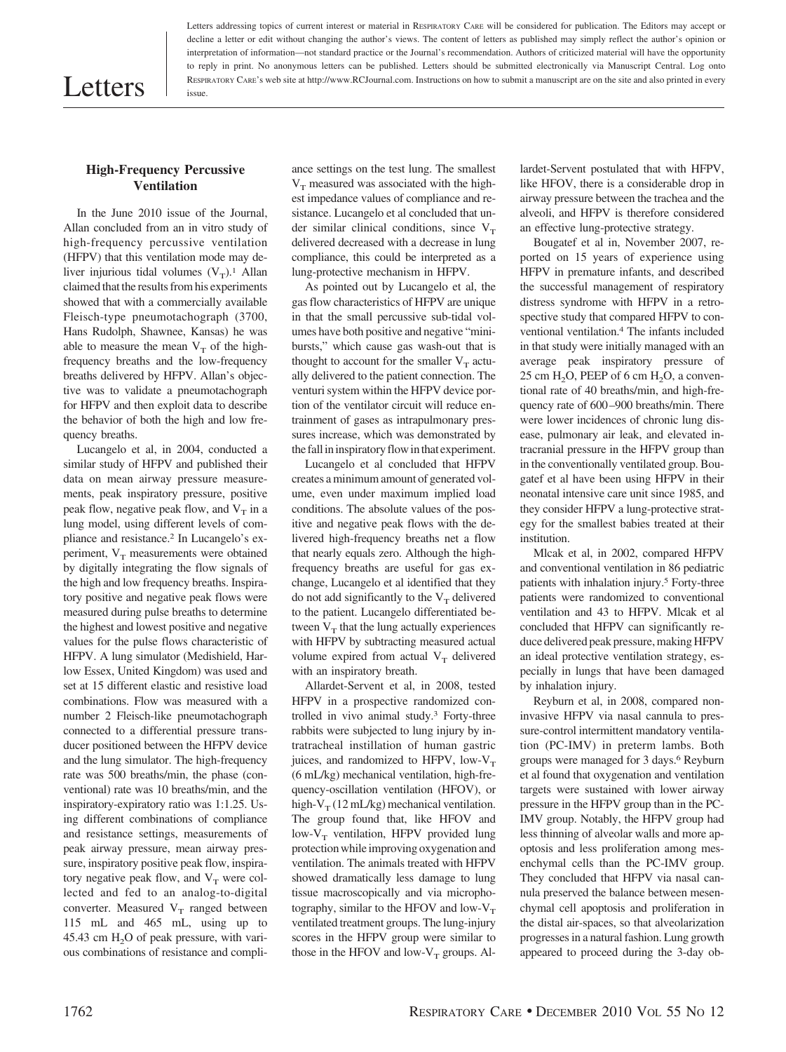# Letters

Letters addressing topics of current interest or material in RESPIRATORY CARE will be considered for publication. The Editors may accept or decline a letter or edit without changing the author's views. The content of letters as published may simply reflect the author's opinion or interpretation of information—not standard practice or the Journal's recommendation. Authors of criticized material will have the opportunity to reply in print. No anonymous letters can be published. Letters should be submitted electronically via Manuscript Central. Log onto RESPIRATORY CARE's web site at http://www.RCJournal.com. Instructions on how to submit a manuscript are on the site and also printed in every issue.

## High-Frequency Percussive Ventilation

In the June 2010 issue of the Journal, Allan concluded from an in vitro study of high-frequency percussive ventilation (HFPV) that this ventilation mode may deliver injurious tidal volumes ($V_T$).[1] Allan claimed that the results from his experiments showed that with a commercially available Fleisch-type pneumotachograph (3700, Hans Rudolph, Shawnee, Kansas) he was able to measure the mean $V_T$ of the high-frequency breaths and the low-frequency breaths delivered by HFPV. Allan's objective was to validate a pneumotachograph for HFPV and then exploit data to describe the behavior of both the high and low frequency breaths.

Lucangelo et al, in 2004, conducted a similar study of HFPV and published their data on mean airway pressure measurements, peak inspiratory pressure, positive peak flow, negative peak flow, and $V_T$ in a lung model, using different levels of compliance and resistance.[2] In Lucangelo's experiment, $V_T$ measurements were obtained by digitally integrating the flow signals of the high and low frequency breaths. Inspiratory positive and negative peak flows were measured during pulse breaths to determine the highest and lowest positive and negative values for the pulse flows characteristic of HFPV. A lung simulator (Medishield, Harlow Essex, United Kingdom) was used and set at 15 different elastic and resistive load combinations. Flow was measured with a number 2 Fleisch-like pneumotachograph connected to a differential pressure transducer positioned between the HFPV device and the lung simulator. The high-frequency rate was 500 breaths/min, the phase (conventional) rate was 10 breaths/min, and the inspiratory-expiratory ratio was 1:1.25. Using different combinations of compliance and resistance settings, measurements of peak airway pressure, mean airway pressure, inspiratory positive peak flow, inspiratory negative peak flow, and $V_T$ were collected and fed to an analog-to-digital converter. Measured $V_T$ ranged between 115 mL and 465 mL, using up to 45.43 cm $H_2O$ of peak pressure, with various combinations of resistance and compliance settings on the test lung. The smallest $V_T$ measured was associated with the highest impedance values of compliance and resistance. Lucangelo et al concluded that under similar clinical conditions, since $V_T$ delivered decreased with a decrease in lung compliance, this could be interpreted as a lung-protective mechanism in HFPV.

As pointed out by Lucangelo et al, the gas flow characteristics of HFPV are unique in that the small percussive sub-tidal volumes have both positive and negative "mini-bursts," which cause gas wash-out that is thought to account for the smaller $V_T$ actually delivered to the patient connection. The venturi system within the HFPV device portion of the ventilator circuit will reduce entrainment of gases as intrapulmonary pressures increase, which was demonstrated by the fall in inspiratory flow in that experiment.

Lucangelo et al concluded that HFPV creates a minimum amount of generated volume, even under maximum implied load conditions. The absolute values of the positive and negative peak flows with the delivered high-frequency breaths net a flow that nearly equals zero. Although the high-frequency breaths are useful for gas exchange, Lucangelo et al identified that they do not add significantly to the $V_T$ delivered to the patient. Lucangelo differentiated between $V_T$ that the lung actually experiences with HFPV by subtracting measured actual volume expired from actual $V_T$ delivered with an inspiratory breath.

Allardet-Servent et al, in 2008, tested HFPV in a prospective randomized controlled in vivo animal study.[3] Forty-three rabbits were subjected to lung injury by intratracheal instillation of human gastric juices, and randomized to HFPV, low-$V_T$ (6 mL/kg) mechanical ventilation, high-frequency-oscillation ventilation (HFOV), or high-$V_T$ (12 mL/kg) mechanical ventilation. The group found that, like HFOV and low-$V_T$ ventilation, HFPV provided lung protection while improving oxygenation and ventilation. The animals treated with HFPV showed dramatically less damage to lung tissue macroscopically and via microphotography, similar to the HFOV and low-$V_T$ ventilated treatment groups. The lung-injury scores in the HFPV group were similar to those in the HFOV and low-$V_T$ groups. Allardet-Servent postulated that with HFPV, like HFOV, there is a considerable drop in airway pressure between the trachea and the alveoli, and HFPV is therefore considered an effective lung-protective strategy.

Bougatef et al in, November 2007, reported on 15 years of experience using HFPV in premature infants, and described the successful management of respiratory distress syndrome with HFPV in a retrospective study that compared HFPV to conventional ventilation.[4] The infants included in that study were initially managed with an average peak inspiratory pressure of 25 cm $H_2O$, PEEP of 6 cm $H_2O$, a conventional rate of 40 breaths/min, and high-frequency rate of 600–900 breaths/min. There were lower incidences of chronic lung disease, pulmonary air leak, and elevated intracranial pressure in the HFPV group than in the conventionally ventilated group. Bougatef et al have been using HFPV in their neonatal intensive care unit since 1985, and they consider HFPV a lung-protective strategy for the smallest babies treated at their institution.

Mlcak et al, in 2002, compared HFPV and conventional ventilation in 86 pediatric patients with inhalation injury.[5] Forty-three patients were randomized to conventional ventilation and 43 to HFPV. Mlcak et al concluded that HFPV can significantly reduce delivered peak pressure, making HFPV an ideal protective ventilation strategy, especially in lungs that have been damaged by inhalation injury.

Reyburn et al, in 2008, compared noninvasive HFPV via nasal cannula to pressure-control intermittent mandatory ventilation (PC-IMV) in preterm lambs. Both groups were managed for 3 days.[6] Reyburn et al found that oxygenation and ventilation targets were sustained with lower airway pressure in the HFPV group than in the PC-IMV group. Notably, the HFPV group had less thinning of alveolar walls and more apoptosis and less proliferation among mesenchymal cells than the PC-IMV group. They concluded that HFPV via nasal cannula preserved the balance between mesenchymal cell apoptosis and proliferation in the distal air-spaces, so that alveolarization progresses in a natural fashion. Lung growth appeared to proceed during the 3-day ob-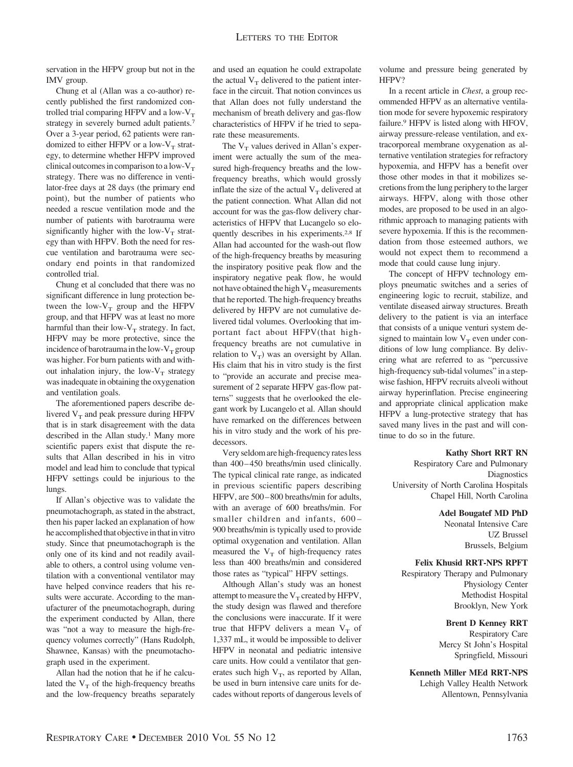servation in the HFPV group but not in the IMV group.

Chung et al (Allan was a co-author) recently published the first randomized controlled trial comparing HFPV and a low-$V_T$ strategy in severely burned adult patients.[7] Over a 3-year period, 62 patients were randomized to either HFPV or a low-$V_T$ strategy, to determine whether HFPV improved clinical outcomes in comparison to a low-$V_T$ strategy. There was no difference in ventilator-free days at 28 days (the primary end point), but the number of patients who needed a rescue ventilation mode and the number of patients with barotrauma were significantly higher with the low-$V_T$ strategy than with HFPV. Both the need for rescue ventilation and barotrauma were secondary end points in that randomized controlled trial.

Chung et al concluded that there was no significant difference in lung protection between the low-$V_T$ group and the HFPV group, and that HFPV was at least no more harmful than their low-$V_T$ strategy. In fact, HFPV may be more protective, since the incidence of barotrauma in the low-$V_T$ group was higher. For burn patients with and without inhalation injury, the low-$V_T$ strategy was inadequate in obtaining the oxygenation and ventilation goals.

The aforementioned papers describe delivered $V_T$ and peak pressure during HFPV that is in stark disagreement with the data described in the Allan study.[1] Many more scientific papers exist that dispute the results that Allan described in his in vitro model and lead him to conclude that typical HFPV settings could be injurious to the lungs.

If Allan's objective was to validate the pneumotachograph, as stated in the abstract, then his paper lacked an explanation of how he accomplished that objective in that in vitro study. Since that pneumotachograph is the only one of its kind and not readily available to others, a control using volume ventilation with a conventional ventilator may have helped convince readers that his results were accurate. According to the manufacturer of the pneumotachograph, during the experiment conducted by Allan, there was "not a way to measure the high-frequency volumes correctly" (Hans Rudolph, Shawnee, Kansas) with the pneumotachograph used in the experiment.

Allan had the notion that he if he calculated the $V_T$ of the high-frequency breaths and the low-frequency breaths separately and used an equation he could extrapolate the actual $V_T$ delivered to the patient interface in the circuit. That notion convinces us that Allan does not fully understand the mechanism of breath delivery and gas-flow characteristics of HFPV if he tried to separate these measurements.

The $V_T$ values derived in Allan's experiment were actually the sum of the measured high-frequency breaths and the low-frequency breaths, which would grossly inflate the size of the actual $V_T$ delivered at the patient connection. What Allan did not account for was the gas-flow delivery characteristics of HFPV that Lucangelo so eloquently describes in his experiments.[2,8] If Allan had accounted for the wash-out flow of the high-frequency breaths by measuring the inspiratory positive peak flow and the inspiratory negative peak flow, he would not have obtained the high $V_T$ measurements that he reported. The high-frequency breaths delivered by HFPV are not cumulative delivered tidal volumes. Overlooking that important fact about HFPV(that high-frequency breaths are not cumulative in relation to $V_T$) was an oversight by Allan. His claim that his in vitro study is the first to "provide an accurate and precise measurement of 2 separate HFPV gas-flow patterns" suggests that he overlooked the elegant work by Lucangelo et al. Allan should have remarked on the differences between his in vitro study and the work of his predecessors.

Very seldom are high-frequency rates less than 400–450 breaths/min used clinically. The typical clinical rate range, as indicated in previous scientific papers describing HFPV, are 500–800 breaths/min for adults, with an average of 600 breaths/min. For smaller children and infants, 600–900 breaths/min is typically used to provide optimal oxygenation and ventilation. Allan measured the $V_T$ of high-frequency rates less than 400 breaths/min and considered those rates as "typical" HFPV settings.

Although Allan's study was an honest attempt to measure the $V_T$ created by HFPV, the study design was flawed and therefore the conclusions were inaccurate. If it were true that HFPV delivers a mean $V_T$ of 1,337 mL, it would be impossible to deliver HFPV in neonatal and pediatric intensive care units. How could a ventilator that generates such high $V_T$, as reported by Allan, be used in burn intensive care units for decades without reports of dangerous levels of volume and pressure being generated by HFPV?

In a recent article in *Chest*, a group recommended HFPV as an alternative ventilation mode for severe hypoxemic respiratory failure.[9] HFPV is listed along with HFOV, airway pressure-release ventilation, and extracorporeal membrane oxygenation as alternative ventilation strategies for refractory hypoxemia, and HFPV has a benefit over those other modes in that it mobilizes secretions from the lung periphery to the larger airways. HFPV, along with those other modes, are proposed to be used in an algorithmic approach to managing patients with severe hypoxemia. If this is the recommendation from those esteemed authors, we would not expect them to recommend a mode that could cause lung injury.

The concept of HFPV technology employs pneumatic switches and a series of engineering logic to recruit, stabilize, and ventilate diseased airway structures. Breath delivery to the patient is via an interface that consists of a unique venturi system designed to maintain low $V_T$ even under conditions of low lung compliance. By delivering what are referred to as "percussive high-frequency sub-tidal volumes" in a stepwise fashion, HFPV recruits alveoli without airway hyperinflation. Precise engineering and appropriate clinical application make HFPV a lung-protective strategy that has saved many lives in the past and will continue to do so in the future.

**Kathy Short RRT RN**
Respiratory Care and Pulmonary Diagnostics
University of North Carolina Hospitals
Chapel Hill, North Carolina

**Adel Bougatef MD PhD**
Neonatal Intensive Care
UZ Brussel
Brussels, Belgium

**Felix Khusid RRT-NPS RPFT**
Respiratory Therapy and Pulmonary Physiology Center
Methodist Hospital
Brooklyn, New York

**Brent D Kenney RRT**
Respiratory Care
Mercy St John's Hospital
Springfield, Missouri

**Kenneth Miller MEd RRT-NPS**
Lehigh Valley Health Network
Allentown, Pennsylvania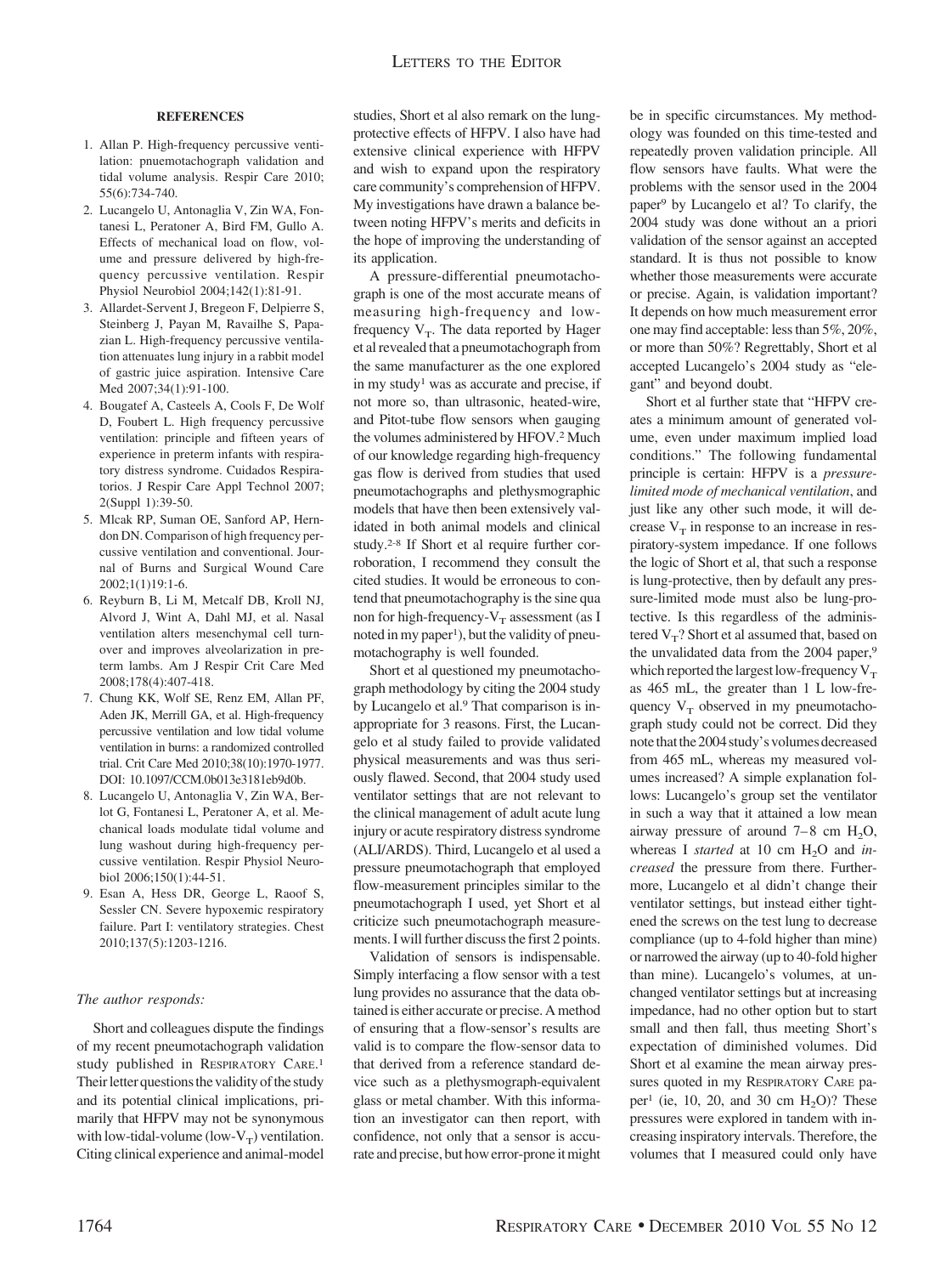**REFERENCES**

1. Allan P. High-frequency percussive ventilation: pnuemotachograph validation and tidal volume analysis. Respir Care 2010; 55(6):734-740.
2. Lucangelo U, Antonaglia V, Zin WA, Fontanesi L, Peratoner A, Bird FM, Gullo A. Effects of mechanical load on flow, volume and pressure delivered by high-frequency percussive ventilation. Respir Physiol Neurobiol 2004;142(1):81-91.
3. Allardet-Servent J, Bregeon F, Delpierre S, Steinberg J, Payan M, Ravailhe S, Papazian L. High-frequency percussive ventilation attenuates lung injury in a rabbit model of gastric juice aspiration. Intensive Care Med 2007;34(1):91-100.
4. Bougatef A, Casteels A, Cools F, De Wolf D, Foubert L. High frequency percussive ventilation: principle and fifteen years of experience in preterm infants with respiratory distress syndrome. Cuidados Respiratorios. J Respir Care Appl Technol 2007; 2(Suppl 1):39-50.
5. Mlcak RP, Suman OE, Sanford AP, Herndon DN. Comparison of high frequency percussive ventilation and conventional. Journal of Burns and Surgical Wound Care 2002;1(1)19:1-6.
6. Reyburn B, Li M, Metcalf DB, Kroll NJ, Alvord J, Wint A, Dahl MJ, et al. Nasal ventilation alters mesenchymal cell turnover and improves alveolarization in preterm lambs. Am J Respir Crit Care Med 2008;178(4):407-418.
7. Chung KK, Wolf SE, Renz EM, Allan PF, Aden JK, Merrill GA, et al. High-frequency percussive ventilation and low tidal volume ventilation in burns: a randomized controlled trial. Crit Care Med 2010;38(10):1970-1977. DOI: 10.1097/CCM.0b013e3181eb9d0b.
8. Lucangelo U, Antonaglia V, Zin WA, Berlot G, Fontanesi L, Peratoner A, et al. Mechanical loads modulate tidal volume and lung washout during high-frequency percussive ventilation. Respir Physiol Neurobiol 2006;150(1):44-51.
9. Esan A, Hess DR, George L, Raoof S, Sessler CN. Severe hypoxemic respiratory failure. Part I: ventilatory strategies. Chest 2010;137(5):1203-1216.

*The author responds:*

Short and colleagues dispute the findings of my recent pneumotachograph validation study published in RESPIRATORY CARE.[1] Their letter questions the validity of the study and its potential clinical implications, primarily that HFPV may not be synonymous with low-tidal-volume (low-$V_T$) ventilation. Citing clinical experience and animal-model studies, Short et al also remark on the lung-protective effects of HFPV. I also have had extensive clinical experience with HFPV and wish to expand upon the respiratory care community's comprehension of HFPV. My investigations have drawn a balance between noting HFPV's merits and deficits in the hope of improving the understanding of its application.

A pressure-differential pneumotachograph is one of the most accurate means of measuring high-frequency and low-frequency $V_T$. The data reported by Hager et al revealed that a pneumotachograph from the same manufacturer as the one explored in my study[1] was as accurate and precise, if not more so, than ultrasonic, heated-wire, and Pitot-tube flow sensors when gauging the volumes administered by HFOV.[2] Much of our knowledge regarding high-frequency gas flow is derived from studies that used pneumotachographs and plethysmographic models that have then been extensively validated in both animal models and clinical study.[2-8] If Short et al require further corroboration, I recommend they consult the cited studies. It would be erroneous to contend that pneumotachography is the sine qua non for high-frequency-$V_T$ assessment (as I noted in my paper[1]), but the validity of pneumotachography is well founded.

Short et al questioned my pneumotachograph methodology by citing the 2004 study by Lucangelo et al.[9] That comparison is inappropriate for 3 reasons. First, the Lucangelo et al study failed to provide validated physical measurements and was thus seriously flawed. Second, that 2004 study used ventilator settings that are not relevant to the clinical management of adult acute lung injury or acute respiratory distress syndrome (ALI/ARDS). Third, Lucangelo et al used a pressure pneumotachograph that employed flow-measurement principles similar to the pneumotachograph I used, yet Short et al criticize such pneumotachograph measurements. I will further discuss the first 2 points.

Validation of sensors is indispensable. Simply interfacing a flow sensor with a test lung provides no assurance that the data obtained is either accurate or precise. A method of ensuring that a flow-sensor's results are valid is to compare the flow-sensor data to that derived from a reference standard device such as a plethysmograph-equivalent glass or metal chamber. With this information an investigator can then report, with confidence, not only that a sensor is accurate and precise, but how error-prone it might be in specific circumstances. My methodology was founded on this time-tested and repeatedly proven validation principle. All flow sensors have faults. What were the problems with the sensor used in the 2004 paper[9] by Lucangelo et al? To clarify, the 2004 study was done without an a priori validation of the sensor against an accepted standard. It is thus not possible to know whether those measurements were accurate or precise. Again, is validation important? It depends on how much measurement error one may find acceptable: less than 5%, 20%, or more than 50%? Regrettably, Short et al accepted Lucangelo's 2004 study as "elegant" and beyond doubt.

Short et al further state that "HFPV creates a minimum amount of generated volume, even under maximum implied load conditions." The following fundamental principle is certain: HFPV is a *pressure-limited mode of mechanical ventilation*, and just like any other such mode, it will decrease $V_T$ in response to an increase in respiratory-system impedance. If one follows the logic of Short et al, that such a response is lung-protective, then by default any pressure-limited mode must also be lung-protective. Is this regardless of the administered $V_T$? Short et al assumed that, based on the unvalidated data from the 2004 paper,[9] which reported the largest low-frequency $V_T$ as 465 mL, the greater than 1 L low-frequency $V_T$ observed in my pneumotachograph study could not be correct. Did they note that the 2004 study's volumes decreased from 465 mL, whereas my measured volumes increased? A simple explanation follows: Lucangelo's group set the ventilator in such a way that it attained a low mean airway pressure of around 7–8 cm $H_2O$, whereas I *started* at 10 cm $H_2O$ and *increased* the pressure from there. Furthermore, Lucangelo et al didn't change their ventilator settings, but instead either tightened the screws on the test lung to decrease compliance (up to 4-fold higher than mine) or narrowed the airway (up to 40-fold higher than mine). Lucangelo's volumes, at unchanged ventilator settings but at increasing impedance, had no other option but to start small and then fall, thus meeting Short's expectation of diminished volumes. Did Short et al examine the mean airway pressures quoted in my RESPIRATORY CARE paper[1] (ie, 10, 20, and 30 cm $H_2O$)? These pressures were explored in tandem with increasing inspiratory intervals. Therefore, the volumes that I measured could only have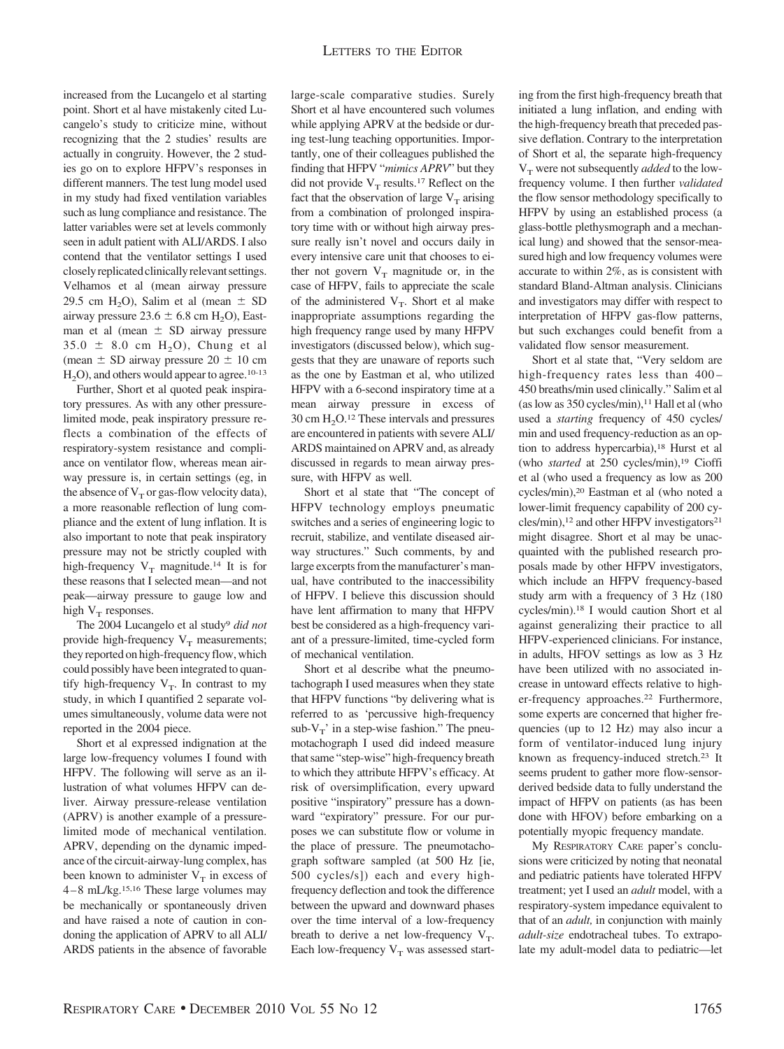increased from the Lucangelo et al starting point. Short et al have mistakenly cited Lucangelo's study to criticize mine, without recognizing that the 2 studies' results are actually in congruity. However, the 2 studies go on to explore HFPV's responses in different manners. The test lung model used in my study had fixed ventilation variables such as lung compliance and resistance. The latter variables were set at levels commonly seen in adult patient with ALI/ARDS. I also contend that the ventilator settings I used closely replicated clinically relevant settings. Velhamos et al (mean airway pressure 29.5 cm $H_2O$), Salim et al (mean ± SD airway pressure 23.6 ± 6.8 cm $H_2O$), Eastman et al (mean ± SD airway pressure 35.0 ± 8.0 cm $H_2O$), Chung et al (mean ± SD airway pressure 20 ± 10 cm $H_2O$), and others would appear to agree.[10-13]

Further, Short et al quoted peak inspiratory pressures. As with any other pressure-limited mode, peak inspiratory pressure reflects a combination of the effects of respiratory-system resistance and compliance on ventilator flow, whereas mean airway pressure is, in certain settings (eg, in the absence of $V_T$ or gas-flow velocity data), a more reasonable reflection of lung compliance and the extent of lung inflation. It is also important to note that peak inspiratory pressure may not be strictly coupled with high-frequency $V_T$ magnitude.[14] It is for these reasons that I selected mean—and not peak—airway pressure to gauge low and high $V_T$ responses.

The 2004 Lucangelo et al study[9] *did not* provide high-frequency $V_T$ measurements; they reported on high-frequency flow, which could possibly have been integrated to quantify high-frequency $V_T$. In contrast to my study, in which I quantified 2 separate volumes simultaneously, volume data were not reported in the 2004 piece.

Short et al expressed indignation at the large low-frequency volumes I found with HFPV. The following will serve as an illustration of what volumes HFPV can deliver. Airway pressure-release ventilation (APRV) is another example of a pressure-limited mode of mechanical ventilation. APRV, depending on the dynamic impedance of the circuit-airway-lung complex, has been known to administer $V_T$ in excess of 4–8 mL/kg.[15,16] These large volumes may be mechanically or spontaneously driven and have raised a note of caution in condoning the application of APRV to all ALI/ARDS patients in the absence of favorable large-scale comparative studies. Surely Short et al have encountered such volumes while applying APRV at the bedside or during test-lung teaching opportunities. Importantly, one of their colleagues published the finding that HFPV "*mimics APRV*" but they did not provide $V_T$ results.[17] Reflect on the fact that the observation of large $V_T$ arising from a combination of prolonged inspiratory time with or without high airway pressure really isn't novel and occurs daily in every intensive care unit that chooses to either not govern $V_T$ magnitude or, in the case of HFPV, fails to appreciate the scale of the administered $V_T$. Short et al make inappropriate assumptions regarding the high frequency range used by many HFPV investigators (discussed below), which suggests that they are unaware of reports such as the one by Eastman et al, who utilized HFPV with a 6-second inspiratory time at a mean airway pressure in excess of 30 cm $H_2O$.[12] These intervals and pressures are encountered in patients with severe ALI/ARDS maintained on APRV and, as already discussed in regards to mean airway pressure, with HFPV as well.

Short et al state that "The concept of HFPV technology employs pneumatic switches and a series of engineering logic to recruit, stabilize, and ventilate diseased airway structures." Such comments, by and large excerpts from the manufacturer's manual, have contributed to the inaccessibility of HFPV. I believe this discussion should have lent affirmation to many that HFPV best be considered as a high-frequency variant of a pressure-limited, time-cycled form of mechanical ventilation.

Short et al describe what the pneumotachograph I used measures when they state that HFPV functions "by delivering what is referred to as 'percussive high-frequency sub-$V_T$' in a step-wise fashion." The pneumotachograph I used did indeed measure that same "step-wise" high-frequency breath to which they attribute HFPV's efficacy. At risk of oversimplification, every upward positive "inspiratory" pressure has a downward "expiratory" pressure. For our purposes we can substitute flow or volume in the place of pressure. The pneumotachograph software sampled (at 500 Hz [ie, 500 cycles/s]) each and every high-frequency deflection and took the difference between the upward and downward phases over the time interval of a low-frequency breath to derive a net low-frequency $V_T$. Each low-frequency $V_T$ was assessed starting from the first high-frequency breath that initiated a lung inflation, and ending with the high-frequency breath that preceded passive deflation. Contrary to the interpretation of Short et al, the separate high-frequency $V_T$ were not subsequently *added* to the low-frequency volume. I then further *validated* the flow sensor methodology specifically to HFPV by using an established process (a glass-bottle plethysmograph and a mechanical lung) and showed that the sensor-measured high and low frequency volumes were accurate to within 2%, as is consistent with standard Bland-Altman analysis. Clinicians and investigators may differ with respect to interpretation of HFPV gas-flow patterns, but such exchanges could benefit from a validated flow sensor measurement.

Short et al state that, "Very seldom are high-frequency rates less than 400–450 breaths/min used clinically." Salim et al (as low as 350 cycles/min),[11] Hall et al (who used a *starting* frequency of 450 cycles/min and used frequency-reduction as an option to address hypercarbia),[18] Hurst et al (who *started* at 250 cycles/min),[19] Cioffi et al (who used a frequency as low as 200 cycles/min),[20] Eastman et al (who noted a lower-limit frequency capability of 200 cycles/min),[12] and other HFPV investigators[21] might disagree. Short et al may be unacquainted with the published research proposals made by other HFPV investigators, which include an HFPV frequency-based study arm with a frequency of 3 Hz (180 cycles/min).[18] I would caution Short et al against generalizing their practice to all HFPV-experienced clinicians. For instance, in adults, HFOV settings as low as 3 Hz have been utilized with no associated increase in untoward effects relative to higher-frequency approaches.[22] Furthermore, some experts are concerned that higher frequencies (up to 12 Hz) may also incur a form of ventilator-induced lung injury known as frequency-induced stretch.[23] It seems prudent to gather more flow-sensor-derived bedside data to fully understand the impact of HFPV on patients (as has been done with HFOV) before embarking on a potentially myopic frequency mandate.

My RESPIRATORY CARE paper's conclusions were criticized by noting that neonatal and pediatric patients have tolerated HFPV treatment; yet I used an *adult* model, with a respiratory-system impedance equivalent to that of an *adult,* in conjunction with mainly *adult-size* endotracheal tubes. To extrapolate my adult-model data to pediatric—let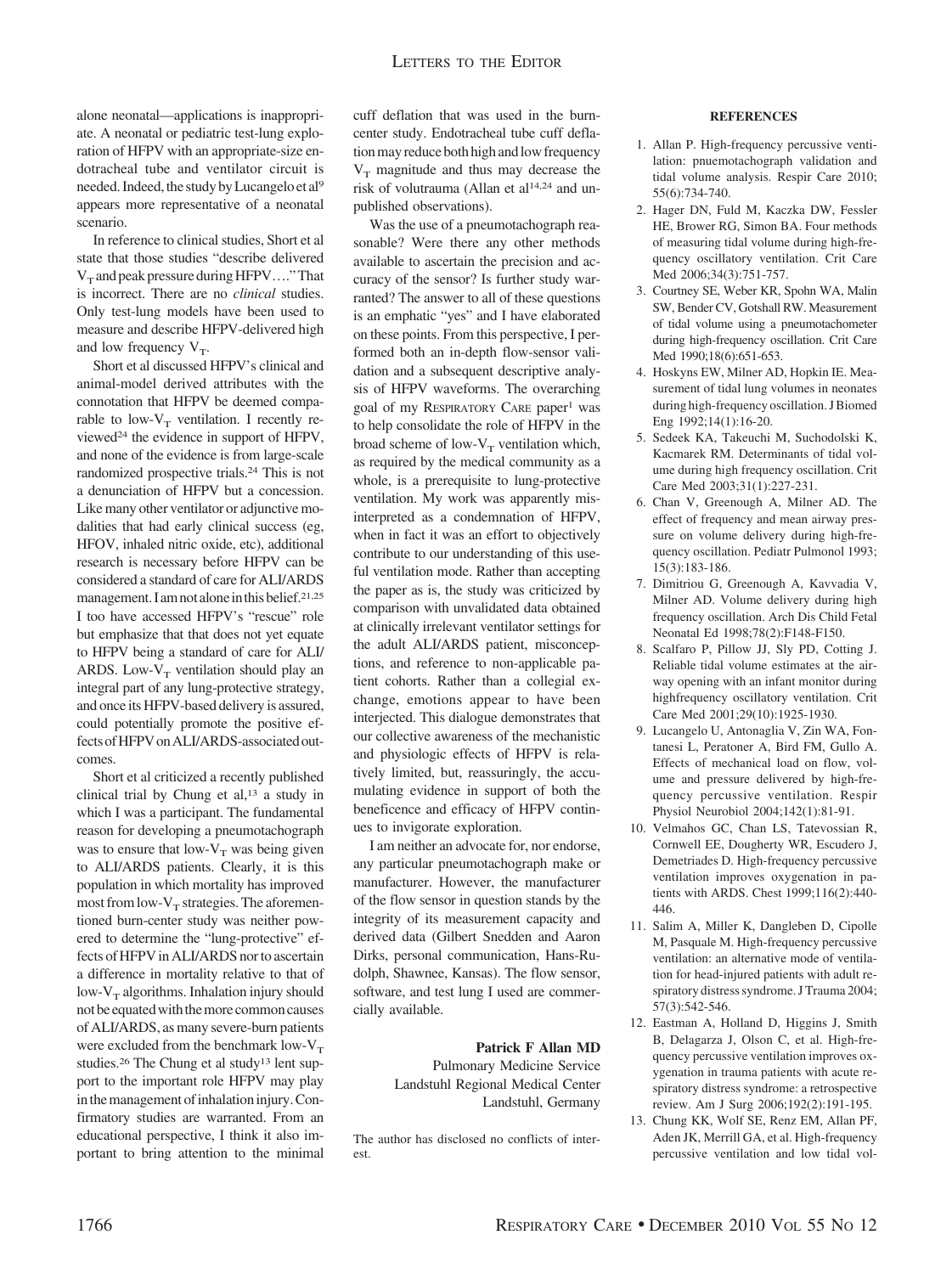alone neonatal—applications is inappropriate. A neonatal or pediatric test-lung exploration of HFPV with an appropriate-size endotracheal tube and ventilator circuit is needed. Indeed, the study by Lucangelo et al[9] appears more representative of a neonatal scenario.

In reference to clinical studies, Short et al state that those studies "describe delivered $V_T$ and peak pressure during HFPV…." That is incorrect. There are no *clinical* studies. Only test-lung models have been used to measure and describe HFPV-delivered high and low frequency $V_T$.

Short et al discussed HFPV's clinical and animal-model derived attributes with the connotation that HFPV be deemed comparable to low-$V_T$ ventilation. I recently reviewed[24] the evidence in support of HFPV, and none of the evidence is from large-scale randomized prospective trials.[24] This is not a denunciation of HFPV but a concession. Like many other ventilator or adjunctive modalities that had early clinical success (eg, HFOV, inhaled nitric oxide, etc), additional research is necessary before HFPV can be considered a standard of care for ALI/ARDS management. I am not alone in this belief.[21,25] I too have accessed HFPV's "rescue" role but emphasize that that does not yet equate to HFPV being a standard of care for ALI/ARDS. Low-$V_T$ ventilation should play an integral part of any lung-protective strategy, and once its HFPV-based delivery is assured, could potentially promote the positive effects of HFPV on ALI/ARDS-associated outcomes.

Short et al criticized a recently published clinical trial by Chung et al,[13] a study in which I was a participant. The fundamental reason for developing a pneumotachograph was to ensure that low-$V_T$ was being given to ALI/ARDS patients. Clearly, it is this population in which mortality has improved most from low-$V_T$ strategies. The aforementioned burn-center study was neither powered to determine the "lung-protective" effects of HFPV in ALI/ARDS nor to ascertain a difference in mortality relative to that of low-$V_T$ algorithms. Inhalation injury should not be equated with the more common causes of ALI/ARDS, as many severe-burn patients were excluded from the benchmark low-$V_T$ studies.[26] The Chung et al study[13] lent support to the important role HFPV may play in the management of inhalation injury. Confirmatory studies are warranted. From an educational perspective, I think it also important to bring attention to the minimal cuff deflation that was used in the burn-center study. Endotracheal tube cuff deflation may reduce both high and low frequency $V_T$ magnitude and thus may decrease the risk of volutrauma (Allan et al[14,24] and unpublished observations).

Was the use of a pneumotachograph reasonable? Were there any other methods available to ascertain the precision and accuracy of the sensor? Is further study warranted? The answer to all of these questions is an emphatic "yes" and I have elaborated on these points. From this perspective, I performed both an in-depth flow-sensor validation and a subsequent descriptive analysis of HFPV waveforms. The overarching goal of my Respiratory Care paper[1] was to help consolidate the role of HFPV in the broad scheme of low-$V_T$ ventilation which, as required by the medical community as a whole, is a prerequisite to lung-protective ventilation. My work was apparently misinterpreted as a condemnation of HFPV, when in fact it was an effort to objectively contribute to our understanding of this useful ventilation mode. Rather than accepting the paper as is, the study was criticized by comparison with unvalidated data obtained at clinically irrelevant ventilator settings for the adult ALI/ARDS patient, misconceptions, and reference to non-applicable patient cohorts. Rather than a collegial exchange, emotions appear to have been interjected. This dialogue demonstrates that our collective awareness of the mechanistic and physiologic effects of HFPV is relatively limited, but, reassuringly, the accumulating evidence in support of both the beneficence and efficacy of HFPV continues to invigorate exploration.

I am neither an advocate for, nor endorse, any particular pneumotachograph make or manufacturer. However, the manufacturer of the flow sensor in question stands by the integrity of its measurement capacity and derived data (Gilbert Snedden and Aaron Dirks, personal communication, Hans-Rudolph, Shawnee, Kansas). The flow sensor, software, and test lung I used are commercially available.

**Patrick F Allan MD**
Pulmonary Medicine Service
Landstuhl Regional Medical Center
Landstuhl, Germany

The author has disclosed no conflicts of interest.

#### REFERENCES

1. Allan P. High-frequency percussive ventilation: pnuemotachograph validation and tidal volume analysis. Respir Care 2010; 55(6):734-740.
2. Hager DN, Fuld M, Kaczka DW, Fessler HE, Brower RG, Simon BA. Four methods of measuring tidal volume during high-frequency oscillatory ventilation. Crit Care Med 2006;34(3):751-757.
3. Courtney SE, Weber KR, Spohn WA, Malin SW, Bender CV, Gotshall RW. Measurement of tidal volume using a pneumotachometer during high-frequency oscillation. Crit Care Med 1990;18(6):651-653.
4. Hoskyns EW, Milner AD, Hopkin IE. Measurement of tidal lung volumes in neonates during high-frequency oscillation. J Biomed Eng 1992;14(1):16-20.
5. Sedeek KA, Takeuchi M, Suchodolski K, Kacmarek RM. Determinants of tidal volume during high frequency oscillation. Crit Care Med 2003;31(1):227-231.
6. Chan V, Greenough A, Milner AD. The effect of frequency and mean airway pressure on volume delivery during high-frequency oscillation. Pediatr Pulmonol 1993; 15(3):183-186.
7. Dimitriou G, Greenough A, Kavvadia V, Milner AD. Volume delivery during high frequency oscillation. Arch Dis Child Fetal Neonatal Ed 1998;78(2):F148-F150.
8. Scalfaro P, Pillow JJ, Sly PD, Cotting J. Reliable tidal volume estimates at the airway opening with an infant monitor during highfrequency oscillatory ventilation. Crit Care Med 2001;29(10):1925-1930.
9. Lucangelo U, Antonaglia V, Zin WA, Fontanesi L, Peratoner A, Bird FM, Gullo A. Effects of mechanical load on flow, volume and pressure delivered by high-frequency percussive ventilation. Respir Physiol Neurobiol 2004;142(1):81-91.
10. Velmahos GC, Chan LS, Tatevossian R, Cornwell EE, Dougherty WR, Escudero J, Demetriades D. High-frequency percussive ventilation improves oxygenation in patients with ARDS. Chest 1999;116(2):440-446.
11. Salim A, Miller K, Dangleben D, Cipolle M, Pasquale M. High-frequency percussive ventilation: an alternative mode of ventilation for head-injured patients with adult respiratory distress syndrome. J Trauma 2004; 57(3):542-546.
12. Eastman A, Holland D, Higgins J, Smith B, Delagarza J, Olson C, et al. High-frequency percussive ventilation improves oxygenation in trauma patients with acute respiratory distress syndrome: a retrospective review. Am J Surg 2006;192(2):191-195.
13. Chung KK, Wolf SE, Renz EM, Allan PF, Aden JK, Merrill GA, et al. High-frequency percussive ventilation and low tidal vol-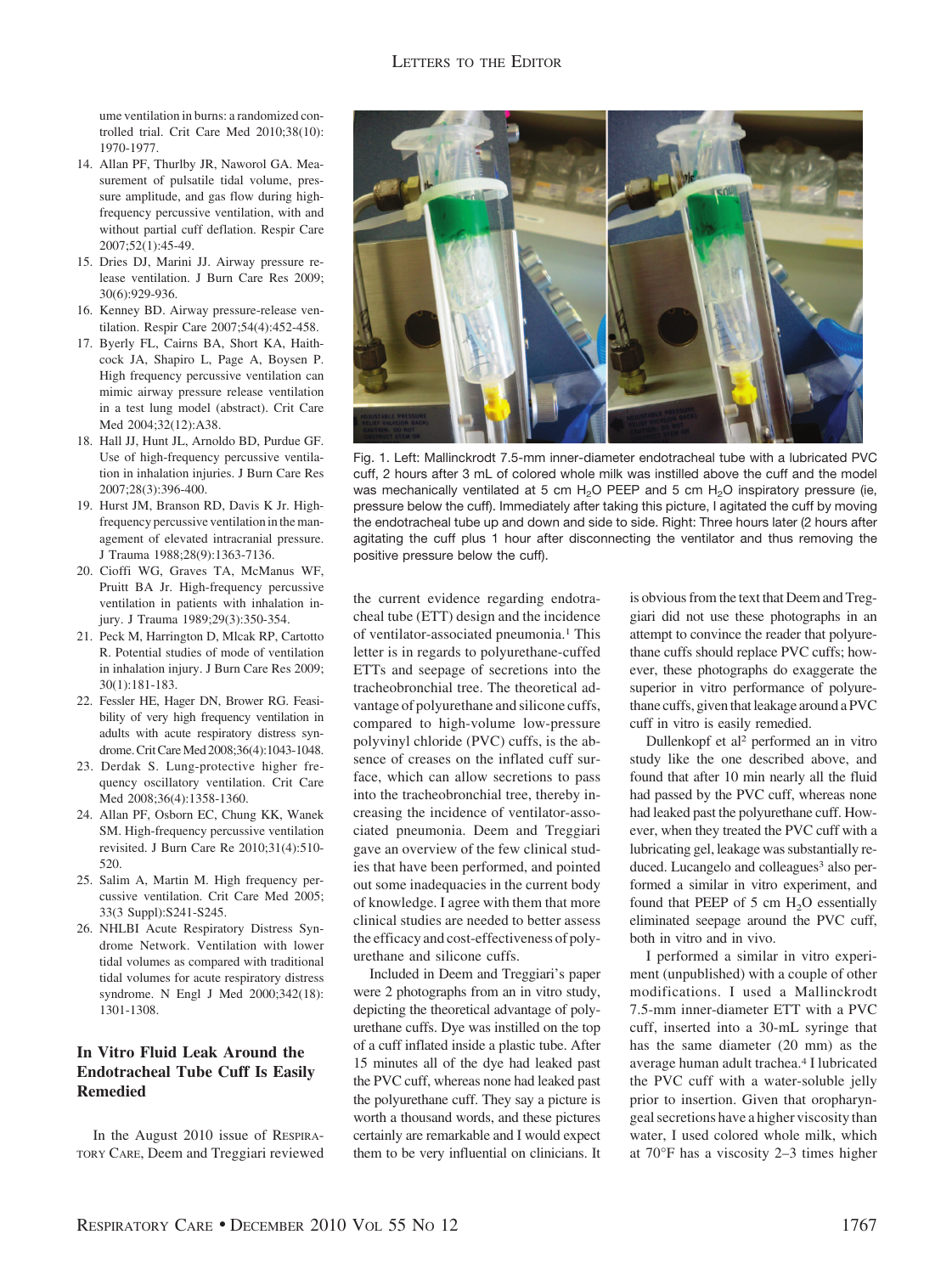ume ventilation in burns: a randomized controlled trial. Crit Care Med 2010;38(10): 1970-1977.

14. Allan PF, Thurlby JR, Naworol GA. Measurement of pulsatile tidal volume, pressure amplitude, and gas flow during high-frequency percussive ventilation, with and without partial cuff deflation. Respir Care 2007;52(1):45-49.
15. Dries DJ, Marini JJ. Airway pressure release ventilation. J Burn Care Res 2009; 30(6):929-936.
16. Kenney BD. Airway pressure-release ventilation. Respir Care 2007;54(4):452-458.
17. Byerly FL, Cairns BA, Short KA, Haithcock JA, Shapiro L, Page A, Boysen P. High frequency percussive ventilation can mimic airway pressure release ventilation in a test lung model (abstract). Crit Care Med 2004;32(12):A38.
18. Hall JJ, Hunt JL, Arnoldo BD, Purdue GF. Use of high-frequency percussive ventilation in inhalation injuries. J Burn Care Res 2007;28(3):396-400.
19. Hurst JM, Branson RD, Davis K Jr. High-frequency percussive ventilation in the management of elevated intracranial pressure. J Trauma 1988;28(9):1363-7136.
20. Cioffi WG, Graves TA, McManus WF, Pruitt BA Jr. High-frequency percussive ventilation in patients with inhalation injury. J Trauma 1989;29(3):350-354.
21. Peck M, Harrington D, Mlcak RP, Cartotto R. Potential studies of mode of ventilation in inhalation injury. J Burn Care Res 2009; 30(1):181-183.
22. Fessler HE, Hager DN, Brower RG. Feasibility of very high frequency ventilation in adults with acute respiratory distress syndrome. Crit Care Med 2008;36(4):1043-1048.
23. Derdak S. Lung-protective higher frequency oscillatory ventilation. Crit Care Med 2008;36(4):1358-1360.
24. Allan PF, Osborn EC, Chung KK, Wanek SM. High-frequency percussive ventilation revisited. J Burn Care Re 2010;31(4):510-520.
25. Salim A, Martin M. High frequency percussive ventilation. Crit Care Med 2005; 33(3 Suppl):S241-S245.
26. NHLBI Acute Respiratory Distress Syndrome Network. Ventilation with lower tidal volumes as compared with traditional tidal volumes for acute respiratory distress syndrome. N Engl J Med 2000;342(18): 1301-1308.

## In Vitro Fluid Leak Around the Endotracheal Tube Cuff Is Easily Remedied

In the August 2010 issue of RESPIRATORY CARE, Deem and Treggiari reviewed the current evidence regarding endotracheal tube (ETT) design and the incidence of ventilator-associated pneumonia.[1] This letter is in regards to polyurethane-cuffed ETTs and seepage of secretions into the tracheobronchial tree. The theoretical advantage of polyurethane and silicone cuffs, compared to high-volume low-pressure polyvinyl chloride (PVC) cuffs, is the absence of creases on the inflated cuff surface, which can allow secretions to pass into the tracheobronchial tree, thereby increasing the incidence of ventilator-associated pneumonia. Deem and Treggiari gave an overview of the few clinical studies that have been performed, and pointed out some inadequacies in the current body of knowledge. I agree with them that more clinical studies are needed to better assess the efficacy and cost-effectiveness of polyurethane and silicone cuffs.

Included in Deem and Treggiari's paper were 2 photographs from an in vitro study, depicting the theoretical advantage of polyurethane cuffs. Dye was instilled on the top of a cuff inflated inside a plastic tube. After 15 minutes all of the dye had leaked past the PVC cuff, whereas none had leaked past the polyurethane cuff. They say a picture is worth a thousand words, and these pictures certainly are remarkable and I would expect them to be very influential on clinicians. It is obvious from the text that Deem and Treggiari did not use these photographs in an attempt to convince the reader that polyurethane cuffs should replace PVC cuffs; however, these photographs do exaggerate the superior in vitro performance of polyurethane cuffs, given that leakage around a PVC cuff in vitro is easily remedied.

Fig. 1. Left: Mallinckrodt 7.5-mm inner-diameter endotracheal tube with a lubricated PVC cuff, 2 hours after 3 mL of colored whole milk was instilled above the cuff and the model was mechanically ventilated at 5 cm $H_2O$ PEEP and 5 cm $H_2O$ inspiratory pressure (ie, pressure below the cuff). Immediately after taking this picture, I agitated the cuff by moving the endotracheal tube up and down and side to side. Right: Three hours later (2 hours after agitating the cuff plus 1 hour after disconnecting the ventilator and thus removing the positive pressure below the cuff).

Dullenkopf et al[2] performed an in vitro study like the one described above, and found that after 10 min nearly all the fluid had passed by the PVC cuff, whereas none had leaked past the polyurethane cuff. However, when they treated the PVC cuff with a lubricating gel, leakage was substantially reduced. Lucangelo and colleagues[3] also performed a similar in vitro experiment, and found that PEEP of 5 cm $H_2O$ essentially eliminated seepage around the PVC cuff, both in vitro and in vivo.

I performed a similar in vitro experiment (unpublished) with a couple of other modifications. I used a Mallinckrodt 7.5-mm inner-diameter ETT with a PVC cuff, inserted into a 30-mL syringe that has the same diameter (20 mm) as the average human adult trachea.[4] I lubricated the PVC cuff with a water-soluble jelly prior to insertion. Given that oropharyngeal secretions have a higher viscosity than water, I used colored whole milk, which at 70°F has a viscosity 2–3 times higher